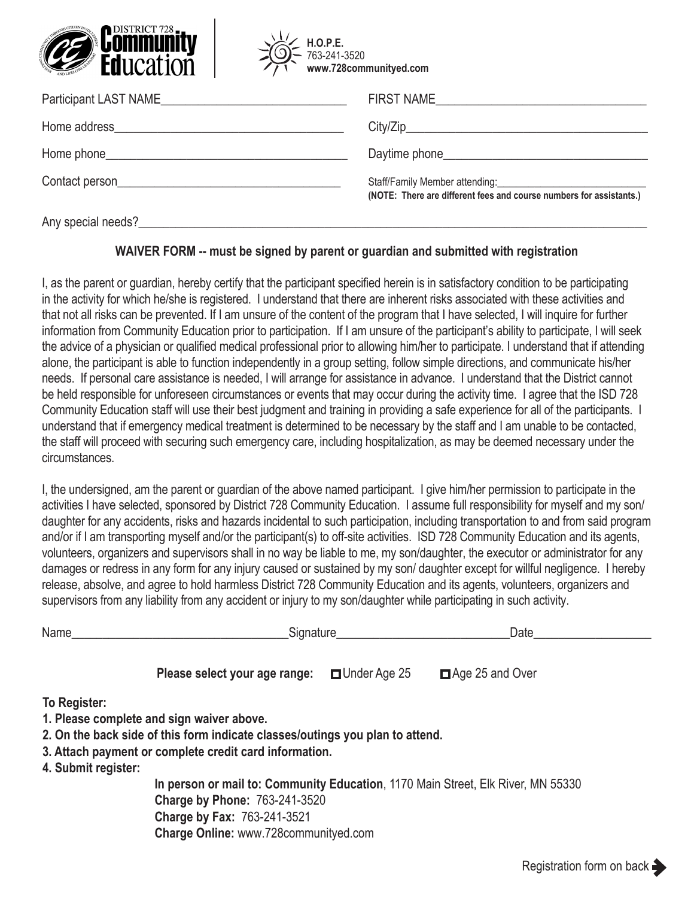**DISTRICT 728 Community Education**

**H.O.P.E.**
763-241-3520
**www.728communityed.com**

Participant LAST NAME_____________________________ FIRST NAME_________________________________

Home address___________________________________ City/Zip______________________________________

Home phone_____________________________________ Daytime phone________________________________

Contact person__________________________________ Staff/Family Member attending:___________________________
**(NOTE: There are different fees and course numbers for assistants.)**

Any special needs?____________________________________________________________________________

**WAIVER FORM -- must be signed by parent or guardian and submitted with registration**

I, as the parent or guardian, hereby certify that the participant specified herein is in satisfactory condition to be participating in the activity for which he/she is registered. I understand that there are inherent risks associated with these activities and that not all risks can be prevented. If I am unsure of the content of the program that I have selected, I will inquire for further information from Community Education prior to participation. If I am unsure of the participant's ability to participate, I will seek the advice of a physician or qualified medical professional prior to allowing him/her to participate. I understand that if attending alone, the participant is able to function independently in a group setting, follow simple directions, and communicate his/her needs. If personal care assistance is needed, I will arrange for assistance in advance. I understand that the District cannot be held responsible for unforeseen circumstances or events that may occur during the activity time. I agree that the ISD 728 Community Education staff will use their best judgment and training in providing a safe experience for all of the participants. I understand that if emergency medical treatment is determined to be necessary by the staff and I am unable to be contacted, the staff will proceed with securing such emergency care, including hospitalization, as may be deemed necessary under the circumstances.

I, the undersigned, am the parent or guardian of the above named participant. I give him/her permission to participate in the activities I have selected, sponsored by District 728 Community Education. I assume full responsibility for myself and my son/daughter for any accidents, risks and hazards incidental to such participation, including transportation to and from said program and/or if I am transporting myself and/or the participant(s) to off-site activities. ISD 728 Community Education and its agents, volunteers, organizers and supervisors shall in no way be liable to me, my son/daughter, the executor or administrator for any damages or redress in any form for any injury caused or sustained by my son/ daughter except for willful negligence. I hereby release, absolve, and agree to hold harmless District 728 Community Education and its agents, volunteers, organizers and supervisors from any liability from any accident or injury to my son/daughter while participating in such activity.

Name__________________________________Signature___________________________Date___________________

**Please select your age range:** ☐ Under Age 25 ☐ Age 25 and Over

**To Register:**

**1. Please complete and sign waiver above.**
**2. On the back side of this form indicate classes/outings you plan to attend.**
**3. Attach payment or complete credit card information.**
**4. Submit register:**

**In person or mail to: Community Education**, 1170 Main Street, Elk River, MN 55330
**Charge by Phone:** 763-241-3520
**Charge by Fax:** 763-241-3521
**Charge Online:** www.728communityed.com

Registration form on back ➔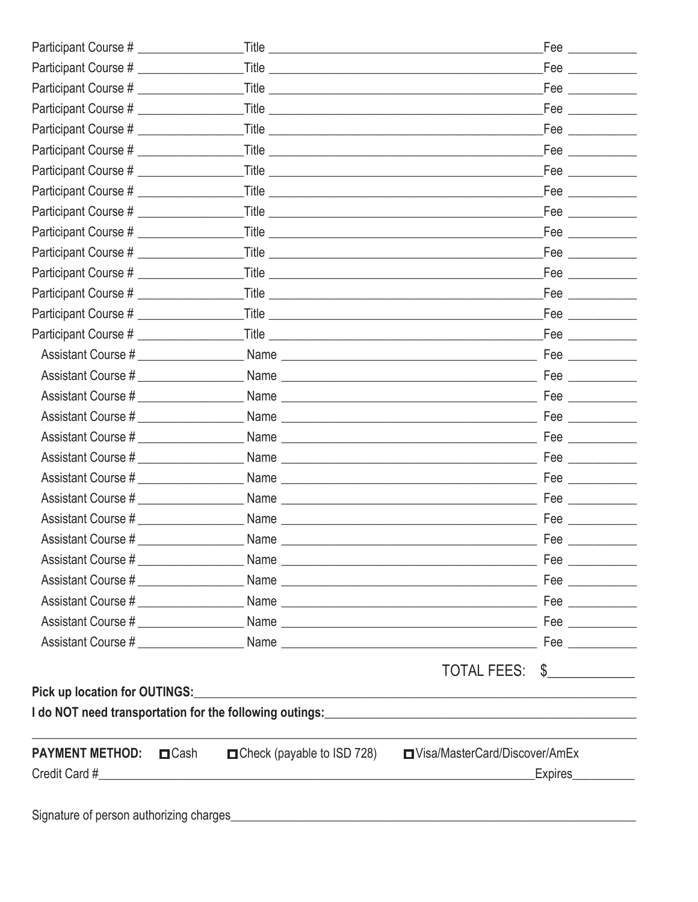Participant Course # ________________Title ____________________________________________Fee __________
Participant Course # ________________Title ____________________________________________Fee __________
Participant Course # ________________Title ____________________________________________Fee __________
Participant Course # ________________Title ____________________________________________Fee __________
Participant Course # ________________Title ____________________________________________Fee __________
Participant Course # ________________Title ____________________________________________Fee __________
Participant Course # ________________Title ____________________________________________Fee __________
Participant Course # ________________Title ____________________________________________Fee __________
Participant Course # ________________Title ____________________________________________Fee __________
Participant Course # ________________Title ____________________________________________Fee __________
Participant Course # ________________Title ____________________________________________Fee __________
Participant Course # ________________Title ____________________________________________Fee __________
Participant Course # ________________Title ____________________________________________Fee __________
Participant Course # ________________Title ____________________________________________Fee __________
Participant Course # ________________Title ____________________________________________Fee __________
Assistant Course # ________________ Name __________________________________________ Fee __________
Assistant Course # ________________ Name __________________________________________ Fee __________
Assistant Course # ________________ Name __________________________________________ Fee __________
Assistant Course # ________________ Name __________________________________________ Fee __________
Assistant Course # ________________ Name __________________________________________ Fee __________
Assistant Course # ________________ Name __________________________________________ Fee __________
Assistant Course # ________________ Name __________________________________________ Fee __________
Assistant Course # ________________ Name __________________________________________ Fee __________
Assistant Course # ________________ Name __________________________________________ Fee __________
Assistant Course # ________________ Name __________________________________________ Fee __________
Assistant Course # ________________ Name __________________________________________ Fee __________
Assistant Course # ________________ Name __________________________________________ Fee __________
Assistant Course # ________________ Name __________________________________________ Fee __________
Assistant Course # ________________ Name __________________________________________ Fee __________
Assistant Course # ________________ Name __________________________________________ Fee __________

TOTAL FEES: $____________

**Pick up location for OUTINGS:**________________________________________________________________

**I do NOT need transportation for the following outings:**________________________________________________

**PAYMENT METHOD:** ☐ Cash ☐ Check (payable to ISD 728) ☐ Visa/MasterCard/Discover/AmEx

Credit Card #______________________________________________________________Expires__________

Signature of person authorizing charges______________________________________________________